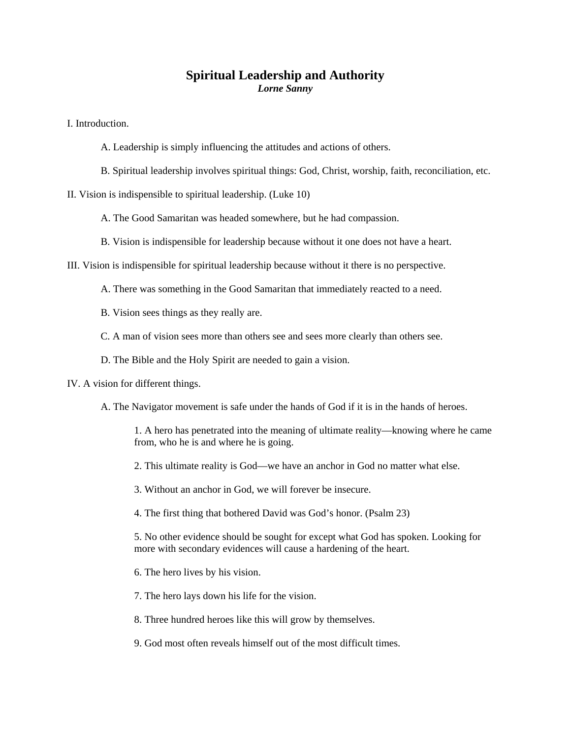# Spiritual Leadership and Authority

***Lorne Sanny***

I. Introduction.

A. Leadership is simply influencing the attitudes and actions of others.

B. Spiritual leadership involves spiritual things: God, Christ, worship, faith, reconciliation, etc.

II. Vision is indispensible to spiritual leadership. (Luke 10)

A. The Good Samaritan was headed somewhere, but he had compassion.

B. Vision is indispensible for leadership because without it one does not have a heart.

III. Vision is indispensible for spiritual leadership because without it there is no perspective.

A. There was something in the Good Samaritan that immediately reacted to a need.

B. Vision sees things as they really are.

C. A man of vision sees more than others see and sees more clearly than others see.

D. The Bible and the Holy Spirit are needed to gain a vision.

IV. A vision for different things.

A. The Navigator movement is safe under the hands of God if it is in the hands of heroes.

1. A hero has penetrated into the meaning of ultimate reality—knowing where he came from, who he is and where he is going.

2. This ultimate reality is God—we have an anchor in God no matter what else.

3. Without an anchor in God, we will forever be insecure.

4. The first thing that bothered David was God's honor. (Psalm 23)

5. No other evidence should be sought for except what God has spoken. Looking for more with secondary evidences will cause a hardening of the heart.

6. The hero lives by his vision.

7. The hero lays down his life for the vision.

8. Three hundred heroes like this will grow by themselves.

9. God most often reveals himself out of the most difficult times.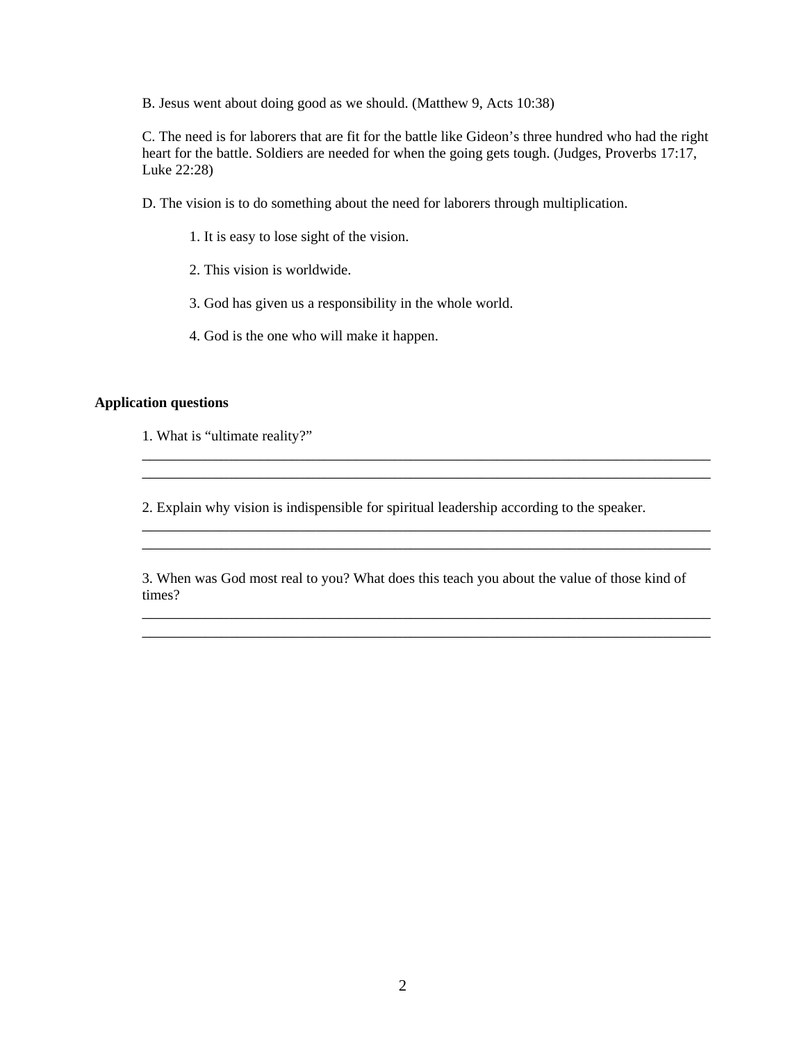B. Jesus went about doing good as we should. (Matthew 9, Acts 10:38)

C. The need is for laborers that are fit for the battle like Gideon's three hundred who had the right heart for the battle. Soldiers are needed for when the going gets tough. (Judges, Proverbs 17:17, Luke 22:28)

D. The vision is to do something about the need for laborers through multiplication.

1. It is easy to lose sight of the vision.

2. This vision is worldwide.

3. God has given us a responsibility in the whole world.

4. God is the one who will make it happen.

**Application questions**

1. What is "ultimate reality?"

________________________________________________________________________________
________________________________________________________________________________

2. Explain why vision is indispensible for spiritual leadership according to the speaker.

________________________________________________________________________________
________________________________________________________________________________

3. When was God most real to you? What does this teach you about the value of those kind of times?

________________________________________________________________________________
________________________________________________________________________________